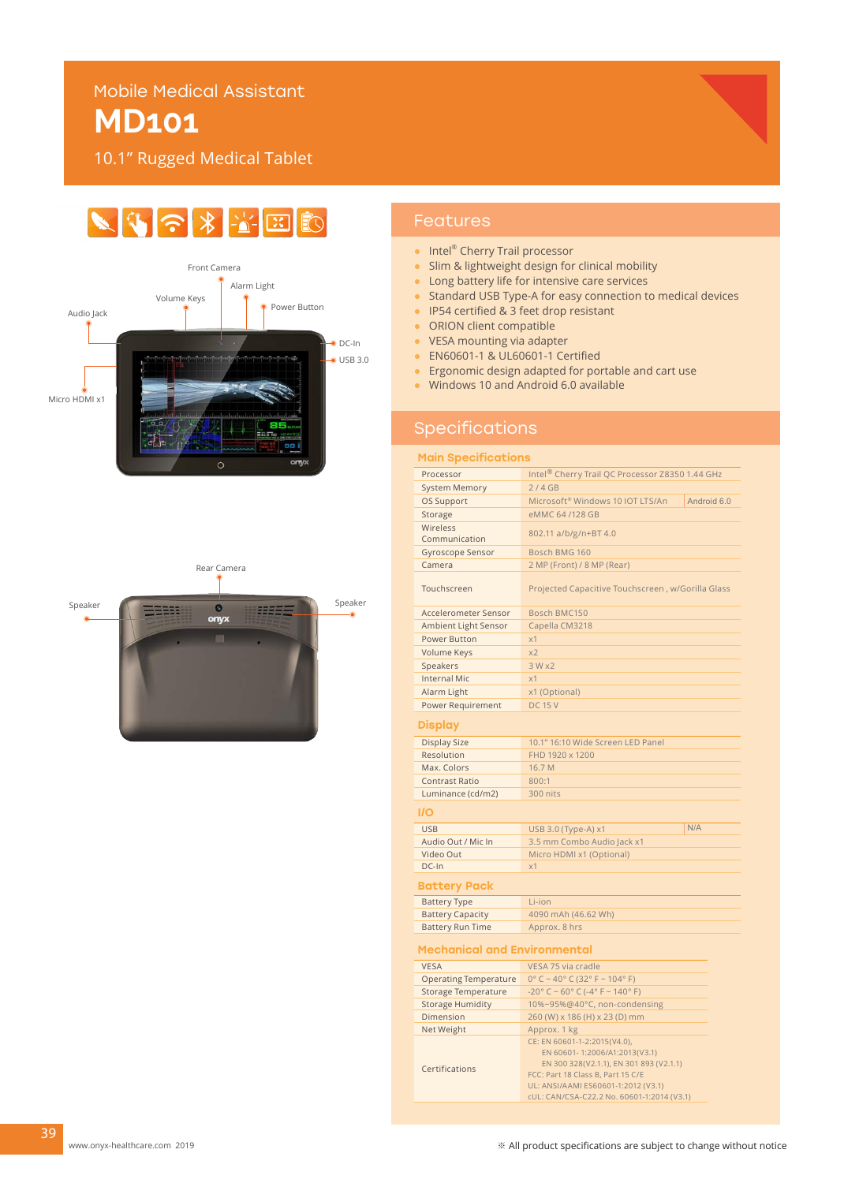# Mobile Medical Assistant

# MD101

## 10.1" Rugged Medical Tablet

Front Camera

Alarm Light

Volume Keys

Power Button

Audio Jack

DC-In

USB 3.0

Micro HDMI x1

Rear Camera

Speaker

Speaker

## Features

- Intel® Cherry Trail processor
- Slim & lightweight design for clinical mobility
- Long battery life for intensive care services
- Standard USB Type-A for easy connection to medical devices
- IP54 certified & 3 feet drop resistant
- ORION client compatible
- VESA mounting via adapter
- EN60601-1 & UL60601-1 Certified
- Ergonomic design adapted for portable and cart use
- Windows 10 and Android 6.0 available

## Specifications

### Main Specifications

| | | |
|---|---|---|
| Processor | Intel® Cherry Trail QC Processor Z8350 1.44 GHz | |
| System Memory | 2 / 4 GB | |
| OS Support | Microsoft® Windows 10 IOT LTS/An | Android 6.0 |
| Storage | eMMC 64 /128 GB | |
| Wireless Communication | 802.11 a/b/g/n+BT 4.0 | |
| Gyroscope Sensor | Bosch BMG 160 | |
| Camera | 2 MP (Front) / 8 MP (Rear) | |
| Touchscreen | Projected Capacitive Touchscreen , w/Gorilla Glass | |
| Accelerometer Sensor | Bosch BMC150 | |
| Ambient Light Sensor | Capella CM3218 | |
| Power Button | x1 | |
| Volume Keys | x2 | |
| Speakers | 3 W x2 | |
| Internal Mic | x1 | |
| Alarm Light | x1 (Optional) | |
| Power Requirement | DC 15 V | |

### Display

| | |
|---|---|
| Display Size | 10.1" 16:10 Wide Screen LED Panel |
| Resolution | FHD 1920 x 1200 |
| Max. Colors | 16.7 M |
| Contrast Ratio | 800:1 |
| Luminance (cd/m2) | 300 nits |

### I/O

| | | |
|---|---|---|
| USB | USB 3.0 (Type-A) x1 | N/A |
| Audio Out / Mic In | 3.5 mm Combo Audio Jack x1 | |
| Video Out | Micro HDMI x1 (Optional) | |
| DC-In | x1 | |

### Battery Pack

| | |
|---|---|
| Battery Type | Li-ion |
| Battery Capacity | 4090 mAh (46.62 Wh) |
| Battery Run Time | Approx. 8 hrs |

### Mechanical and Environmental

| | |
|---|---|
| VESA | VESA 75 via cradle |
| Operating Temperature | 0° C ~ 40° C (32° F ~ 104° F) |
| Storage Temperature | -20° C ~ 60° C (-4° F ~ 140° F) |
| Storage Humidity | 10%~95%@40°C, non-condensing |
| Dimension | 260 (W) x 186 (H) x 23 (D) mm |
| Net Weight | Approx. 1 kg |
| Certifications | CE: EN 60601-1-2:2015(V4.0), EN 60601- 1:2006/A1:2013(V3.1) EN 300 328(V2.1.1), EN 301 893 (V2.1.1) FCC: Part 18 Class B, Part 15 C/E UL: ANSI/AAMI ES60601-1:2012 (V3.1) cUL: CAN/CSA-C22.2 No. 60601-1:2014 (V3.1) |

www.onyx-healthcare.com 2019

※ All product specifications are subject to change without notice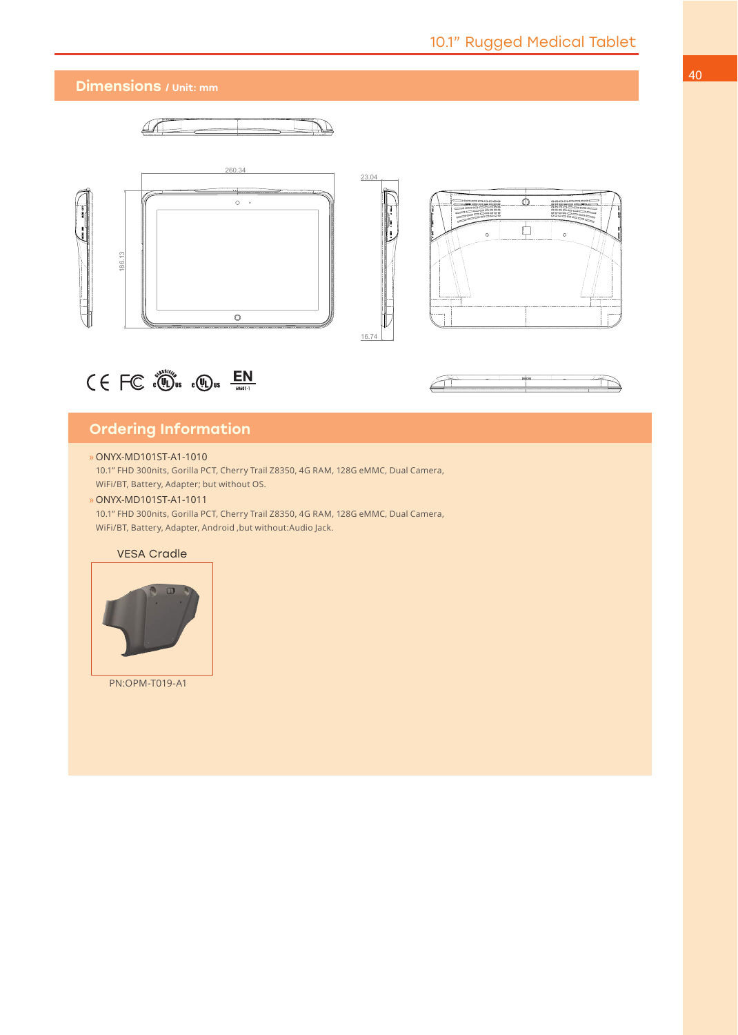## Dimensions / Unit: mm

260.34

186.13

23.04

16.74

## Ordering Information

- » ONYX-MD101ST-A1-1010
  10.1" FHD 300nits, Gorilla PCT, Cherry Trail Z8350, 4G RAM, 128G eMMC, Dual Camera, WiFi/BT, Battery, Adapter; but without OS.
- » ONYX-MD101ST-A1-1011
  10.1" FHD 300nits, Gorilla PCT, Cherry Trail Z8350, 4G RAM, 128G eMMC, Dual Camera, WiFi/BT, Battery, Adapter, Android ,but without:Audio Jack.

VESA Cradle

PN:OPM-T019-A1